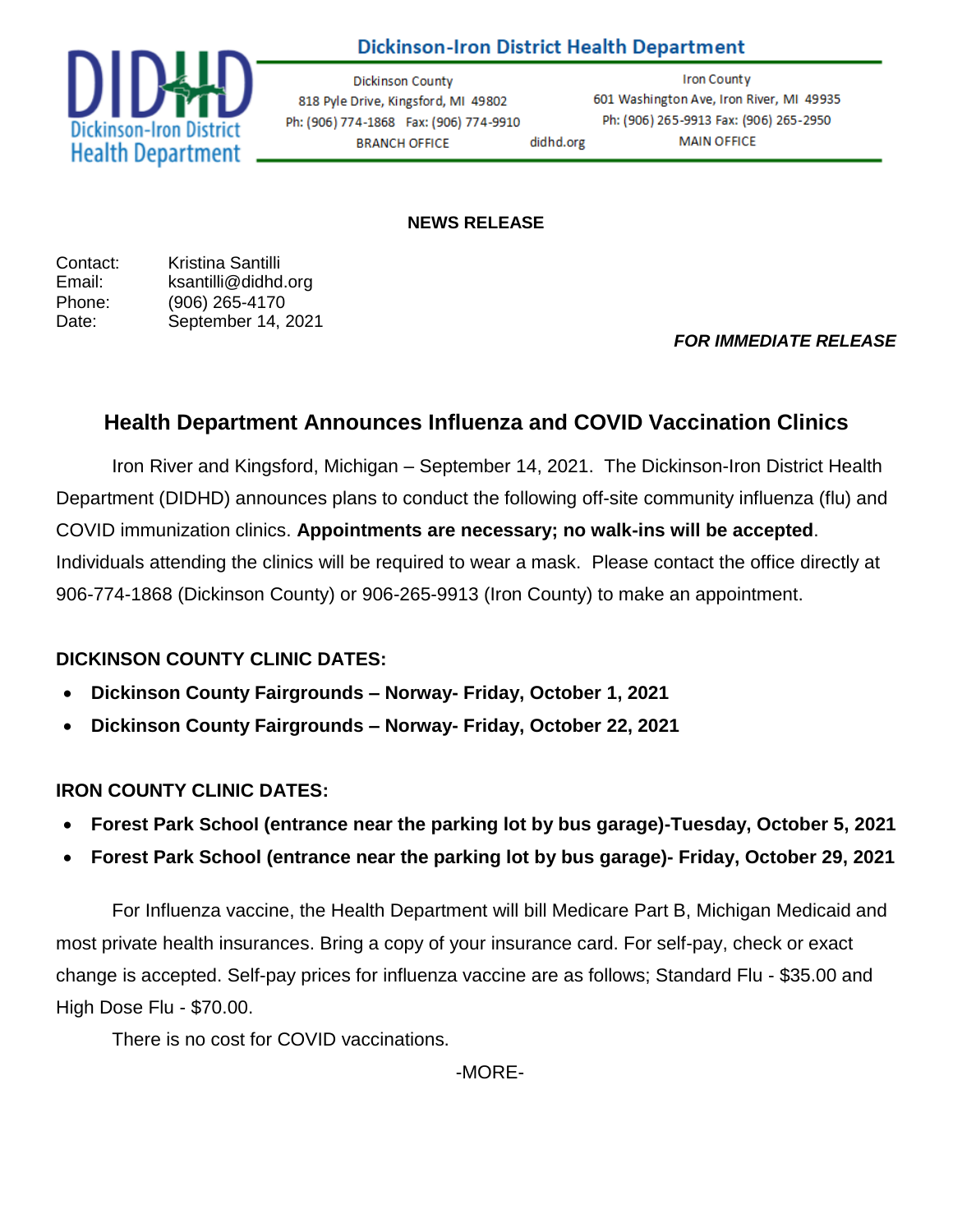**Dickinson-Iron District Health Department**

Dickinson County
818 Pyle Drive, Kingsford, MI 49802
Ph: (906) 774-1868 Fax: (906) 774-9910
BRANCH OFFICE

didhd.org

Iron County
601 Washington Ave, Iron River, MI 49935
Ph: (906) 265-9913 Fax: (906) 265-2950
MAIN OFFICE

**NEWS RELEASE**

Contact: Kristina Santilli
Email: ksantilli@didhd.org
Phone: (906) 265-4170
Date: September 14, 2021

***FOR IMMEDIATE RELEASE***

## Health Department Announces Influenza and COVID Vaccination Clinics

Iron River and Kingsford, Michigan – September 14, 2021. The Dickinson-Iron District Health Department (DIDHD) announces plans to conduct the following off-site community influenza (flu) and COVID immunization clinics. **Appointments are necessary; no walk-ins will be accepted**. Individuals attending the clinics will be required to wear a mask. Please contact the office directly at 906-774-1868 (Dickinson County) or 906-265-9913 (Iron County) to make an appointment.

**DICKINSON COUNTY CLINIC DATES:**

- **Dickinson County Fairgrounds – Norway- Friday, October 1, 2021**
- **Dickinson County Fairgrounds – Norway- Friday, October 22, 2021**

**IRON COUNTY CLINIC DATES:**

- **Forest Park School (entrance near the parking lot by bus garage)-Tuesday, October 5, 2021**
- **Forest Park School (entrance near the parking lot by bus garage)- Friday, October 29, 2021**

For Influenza vaccine, the Health Department will bill Medicare Part B, Michigan Medicaid and most private health insurances. Bring a copy of your insurance card. For self-pay, check or exact change is accepted. Self-pay prices for influenza vaccine are as follows; Standard Flu - $35.00 and High Dose Flu - $70.00.

There is no cost for COVID vaccinations.

-MORE-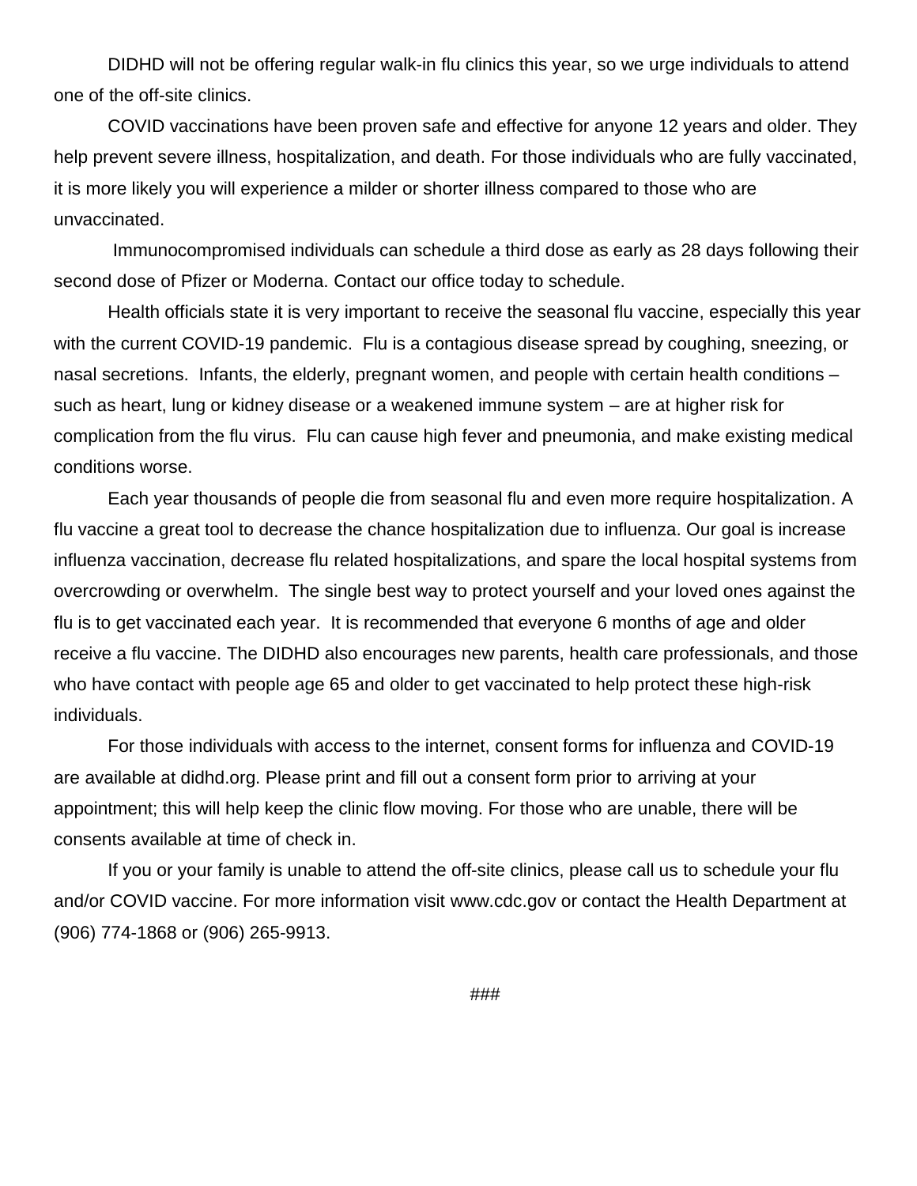DIDHD will not be offering regular walk-in flu clinics this year, so we urge individuals to attend one of the off-site clinics.

COVID vaccinations have been proven safe and effective for anyone 12 years and older. They help prevent severe illness, hospitalization, and death. For those individuals who are fully vaccinated, it is more likely you will experience a milder or shorter illness compared to those who are unvaccinated.

Immunocompromised individuals can schedule a third dose as early as 28 days following their second dose of Pfizer or Moderna. Contact our office today to schedule.

Health officials state it is very important to receive the seasonal flu vaccine, especially this year with the current COVID-19 pandemic. Flu is a contagious disease spread by coughing, sneezing, or nasal secretions. Infants, the elderly, pregnant women, and people with certain health conditions – such as heart, lung or kidney disease or a weakened immune system – are at higher risk for complication from the flu virus. Flu can cause high fever and pneumonia, and make existing medical conditions worse.

Each year thousands of people die from seasonal flu and even more require hospitalization. A flu vaccine a great tool to decrease the chance hospitalization due to influenza. Our goal is increase influenza vaccination, decrease flu related hospitalizations, and spare the local hospital systems from overcrowding or overwhelm. The single best way to protect yourself and your loved ones against the flu is to get vaccinated each year. It is recommended that everyone 6 months of age and older receive a flu vaccine. The DIDHD also encourages new parents, health care professionals, and those who have contact with people age 65 and older to get vaccinated to help protect these high-risk individuals.

For those individuals with access to the internet, consent forms for influenza and COVID-19 are available at didhd.org. Please print and fill out a consent form prior to arriving at your appointment; this will help keep the clinic flow moving. For those who are unable, there will be consents available at time of check in.

If you or your family is unable to attend the off-site clinics, please call us to schedule your flu and/or COVID vaccine. For more information visit www.cdc.gov or contact the Health Department at (906) 774-1868 or (906) 265-9913.

###